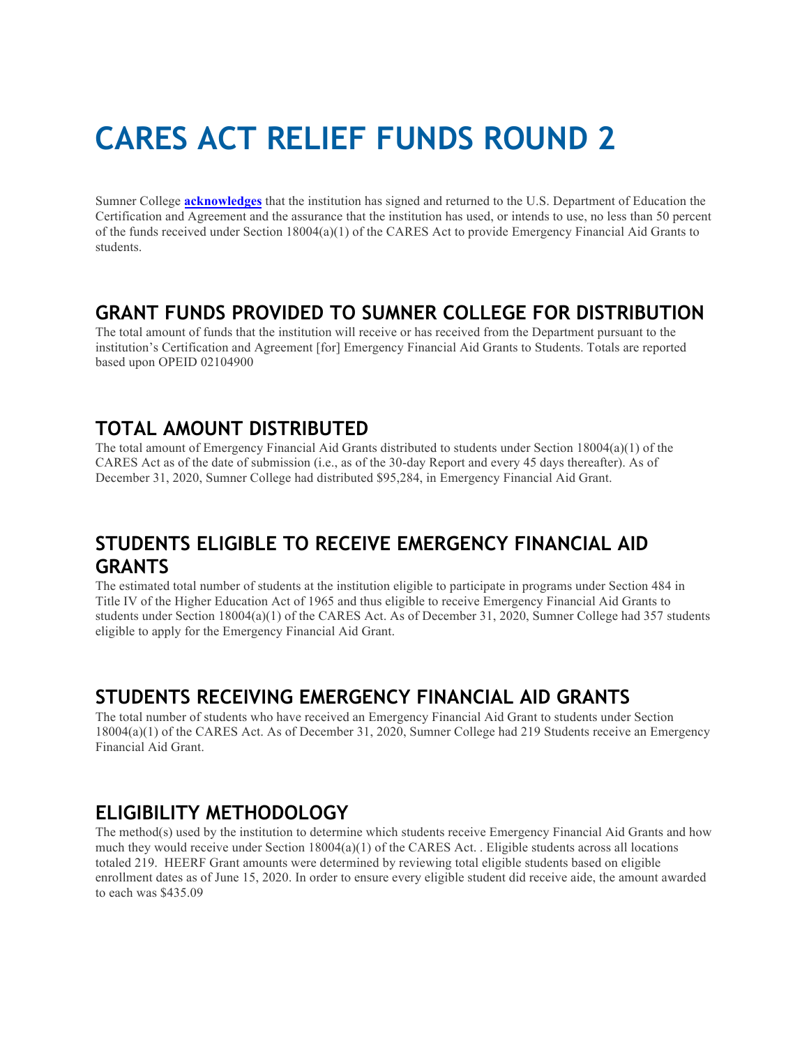# CARES ACT RELIEF FUNDS ROUND 2

Sumner College **acknowledges** that the institution has signed and returned to the U.S. Department of Education the Certification and Agreement and the assurance that the institution has used, or intends to use, no less than 50 percent of the funds received under Section 18004(a)(1) of the CARES Act to provide Emergency Financial Aid Grants to students.

## GRANT FUNDS PROVIDED TO SUMNER COLLEGE FOR DISTRIBUTION

The total amount of funds that the institution will receive or has received from the Department pursuant to the institution's Certification and Agreement [for] Emergency Financial Aid Grants to Students. Totals are reported based upon OPEID 02104900

## TOTAL AMOUNT DISTRIBUTED

The total amount of Emergency Financial Aid Grants distributed to students under Section 18004(a)(1) of the CARES Act as of the date of submission (i.e., as of the 30-day Report and every 45 days thereafter). As of December 31, 2020, Sumner College had distributed $95,284, in Emergency Financial Aid Grant.

## STUDENTS ELIGIBLE TO RECEIVE EMERGENCY FINANCIAL AID GRANTS

The estimated total number of students at the institution eligible to participate in programs under Section 484 in Title IV of the Higher Education Act of 1965 and thus eligible to receive Emergency Financial Aid Grants to students under Section 18004(a)(1) of the CARES Act. As of December 31, 2020, Sumner College had 357 students eligible to apply for the Emergency Financial Aid Grant.

## STUDENTS RECEIVING EMERGENCY FINANCIAL AID GRANTS

The total number of students who have received an Emergency Financial Aid Grant to students under Section 18004(a)(1) of the CARES Act. As of December 31, 2020, Sumner College had 219 Students receive an Emergency Financial Aid Grant.

## ELIGIBILITY METHODOLOGY

The method(s) used by the institution to determine which students receive Emergency Financial Aid Grants and how much they would receive under Section 18004(a)(1) of the CARES Act. . Eligible students across all locations totaled 219. HEERF Grant amounts were determined by reviewing total eligible students based on eligible enrollment dates as of June 15, 2020. In order to ensure every eligible student did receive aide, the amount awarded to each was $435.09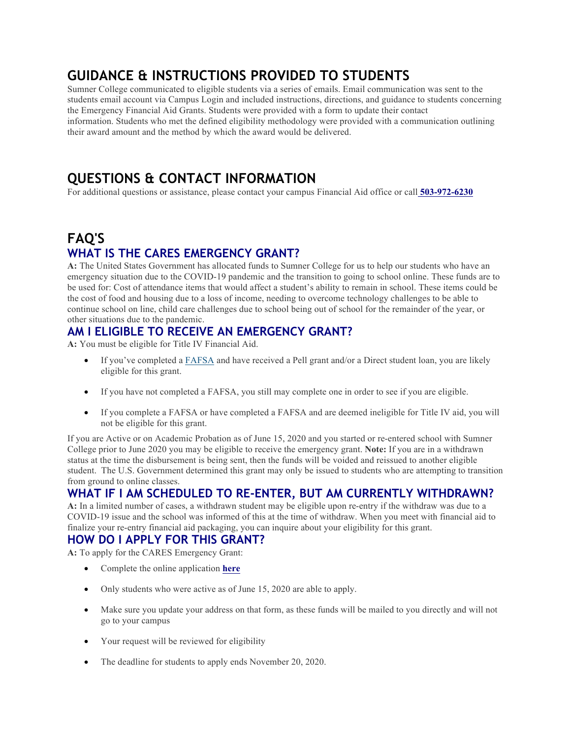## GUIDANCE & INSTRUCTIONS PROVIDED TO STUDENTS

Sumner College communicated to eligible students via a series of emails. Email communication was sent to the students email account via Campus Login and included instructions, directions, and guidance to students concerning the Emergency Financial Aid Grants. Students were provided with a form to update their contact information. Students who met the defined eligibility methodology were provided with a communication outlining their award amount and the method by which the award would be delivered.

## QUESTIONS & CONTACT INFORMATION

For additional questions or assistance, please contact your campus Financial Aid office or call **503-972-6230**

## FAQ'S

### WHAT IS THE CARES EMERGENCY GRANT?

**A:** The United States Government has allocated funds to Sumner College for us to help our students who have an emergency situation due to the COVID-19 pandemic and the transition to going to school online. These funds are to be used for: Cost of attendance items that would affect a student's ability to remain in school. These items could be the cost of food and housing due to a loss of income, needing to overcome technology challenges to be able to continue school on line, child care challenges due to school being out of school for the remainder of the year, or other situations due to the pandemic.

### AM I ELIGIBLE TO RECEIVE AN EMERGENCY GRANT?

**A:** You must be eligible for Title IV Financial Aid.

- If you've completed a FAFSA and have received a Pell grant and/or a Direct student loan, you are likely eligible for this grant.
- If you have not completed a FAFSA, you still may complete one in order to see if you are eligible.
- If you complete a FAFSA or have completed a FAFSA and are deemed ineligible for Title IV aid, you will not be eligible for this grant.

If you are Active or on Academic Probation as of June 15, 2020 and you started or re-entered school with Sumner College prior to June 2020 you may be eligible to receive the emergency grant. **Note:** If you are in a withdrawn status at the time the disbursement is being sent, then the funds will be voided and reissued to another eligible student. The U.S. Government determined this grant may only be issued to students who are attempting to transition from ground to online classes.

### WHAT IF I AM SCHEDULED TO RE-ENTER, BUT AM CURRENTLY WITHDRAWN?

**A:** In a limited number of cases, a withdrawn student may be eligible upon re-entry if the withdraw was due to a COVID-19 issue and the school was informed of this at the time of withdraw. When you meet with financial aid to finalize your re-entry financial aid packaging, you can inquire about your eligibility for this grant.

### HOW DO I APPLY FOR THIS GRANT?

**A:** To apply for the CARES Emergency Grant:

- Complete the online application **here**
- Only students who were active as of June 15, 2020 are able to apply.
- Make sure you update your address on that form, as these funds will be mailed to you directly and will not go to your campus
- Your request will be reviewed for eligibility
- The deadline for students to apply ends November 20, 2020.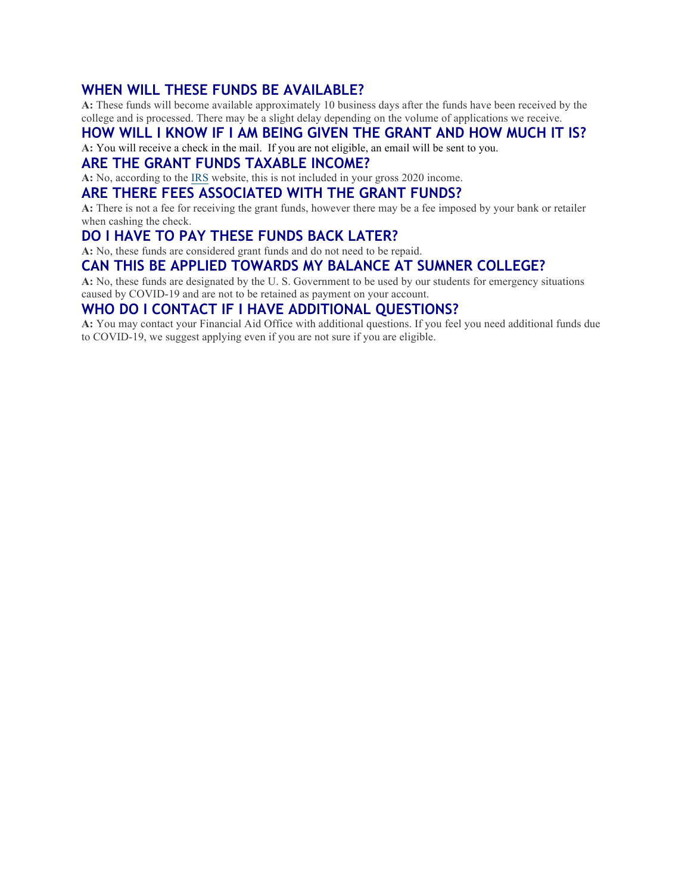## WHEN WILL THESE FUNDS BE AVAILABLE?

**A:** These funds will become available approximately 10 business days after the funds have been received by the college and is processed. There may be a slight delay depending on the volume of applications we receive.

## HOW WILL I KNOW IF I AM BEING GIVEN THE GRANT AND HOW MUCH IT IS?

**A:** You will receive a check in the mail. If you are not eligible, an email will be sent to you.

## ARE THE GRANT FUNDS TAXABLE INCOME?

**A:** No, according to the IRS website, this is not included in your gross 2020 income.

## ARE THERE FEES ASSOCIATED WITH THE GRANT FUNDS?

**A:** There is not a fee for receiving the grant funds, however there may be a fee imposed by your bank or retailer when cashing the check.

## DO I HAVE TO PAY THESE FUNDS BACK LATER?

**A:** No, these funds are considered grant funds and do not need to be repaid.

## CAN THIS BE APPLIED TOWARDS MY BALANCE AT SUMNER COLLEGE?

**A:** No, these funds are designated by the U. S. Government to be used by our students for emergency situations caused by COVID-19 and are not to be retained as payment on your account.

## WHO DO I CONTACT IF I HAVE ADDITIONAL QUESTIONS?

**A:** You may contact your Financial Aid Office with additional questions. If you feel you need additional funds due to COVID-19, we suggest applying even if you are not sure if you are eligible.